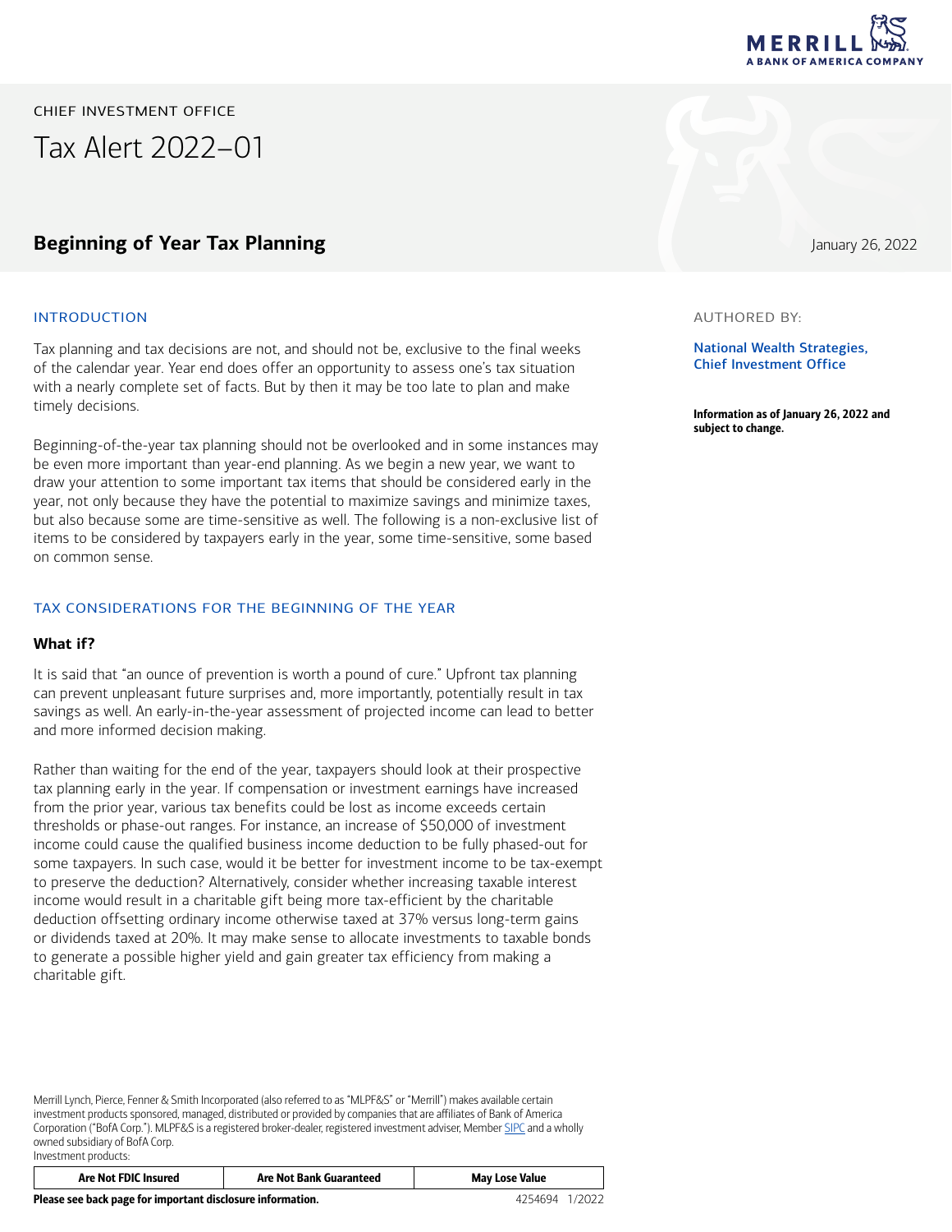CHIEF INVESTMENT OFFICE

# Tax Alert 2022–01

## Beginning of Year Tax Planning

January 26, 2022

AUTHORED BY:

National Wealth Strategies, Chief Investment Office

**Information as of January 26, 2022 and subject to change.**

### INTRODUCTION

Tax planning and tax decisions are not, and should not be, exclusive to the final weeks of the calendar year. Year end does offer an opportunity to assess one's tax situation with a nearly complete set of facts. But by then it may be too late to plan and make timely decisions.

Beginning-of-the-year tax planning should not be overlooked and in some instances may be even more important than year-end planning. As we begin a new year, we want to draw your attention to some important tax items that should be considered early in the year, not only because they have the potential to maximize savings and minimize taxes, but also because some are time-sensitive as well. The following is a non-exclusive list of items to be considered by taxpayers early in the year, some time-sensitive, some based on common sense.

### TAX CONSIDERATIONS FOR THE BEGINNING OF THE YEAR

#### What if?

It is said that "an ounce of prevention is worth a pound of cure." Upfront tax planning can prevent unpleasant future surprises and, more importantly, potentially result in tax savings as well. An early-in-the-year assessment of projected income can lead to better and more informed decision making.

Rather than waiting for the end of the year, taxpayers should look at their prospective tax planning early in the year. If compensation or investment earnings have increased from the prior year, various tax benefits could be lost as income exceeds certain thresholds or phase-out ranges. For instance, an increase of $50,000 of investment income could cause the qualified business income deduction to be fully phased-out for some taxpayers. In such case, would it be better for investment income to be tax-exempt to preserve the deduction? Alternatively, consider whether increasing taxable interest income would result in a charitable gift being more tax-efficient by the charitable deduction offsetting ordinary income otherwise taxed at 37% versus long-term gains or dividends taxed at 20%. It may make sense to allocate investments to taxable bonds to generate a possible higher yield and gain greater tax efficiency from making a charitable gift.

Merrill Lynch, Pierce, Fenner & Smith Incorporated (also referred to as "MLPF&S" or "Merrill") makes available certain investment products sponsored, managed, distributed or provided by companies that are affiliates of Bank of America Corporation ("BofA Corp."). MLPF&S is a registered broker-dealer, registered investment adviser, Member SIPC and a wholly owned subsidiary of BofA Corp.
Investment products:

| Are Not FDIC Insured | Are Not Bank Guaranteed | May Lose Value |
|---|---|---|

**Please see back page for important disclosure information.** 4254694 1/2022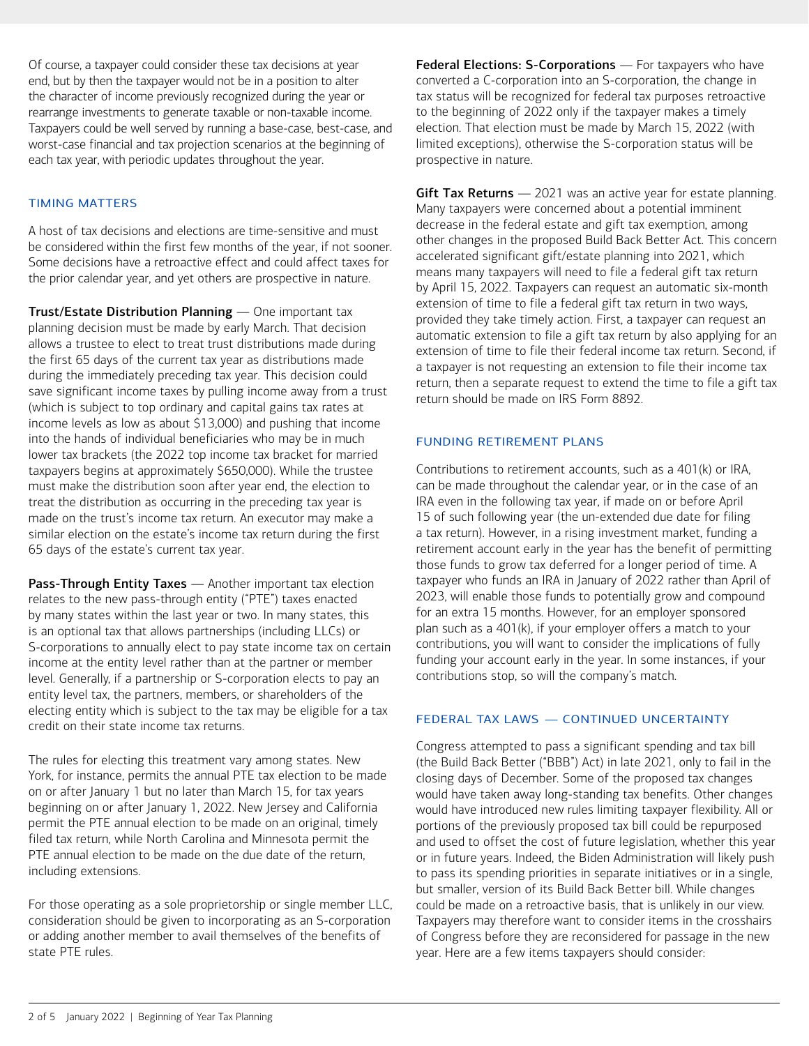Of course, a taxpayer could consider these tax decisions at year end, but by then the taxpayer would not be in a position to alter the character of income previously recognized during the year or rearrange investments to generate taxable or non-taxable income. Taxpayers could be well served by running a base-case, best-case, and worst-case financial and tax projection scenarios at the beginning of each tax year, with periodic updates throughout the year.

## TIMING MATTERS

A host of tax decisions and elections are time-sensitive and must be considered within the first few months of the year, if not sooner. Some decisions have a retroactive effect and could affect taxes for the prior calendar year, and yet others are prospective in nature.

**Trust/Estate Distribution Planning** — One important tax planning decision must be made by early March. That decision allows a trustee to elect to treat trust distributions made during the first 65 days of the current tax year as distributions made during the immediately preceding tax year. This decision could save significant income taxes by pulling income away from a trust (which is subject to top ordinary and capital gains tax rates at income levels as low as about $13,000) and pushing that income into the hands of individual beneficiaries who may be in much lower tax brackets (the 2022 top income tax bracket for married taxpayers begins at approximately $650,000). While the trustee must make the distribution soon after year end, the election to treat the distribution as occurring in the preceding tax year is made on the trust's income tax return. An executor may make a similar election on the estate's income tax return during the first 65 days of the estate's current tax year.

**Pass-Through Entity Taxes** — Another important tax election relates to the new pass-through entity ("PTE") taxes enacted by many states within the last year or two. In many states, this is an optional tax that allows partnerships (including LLCs) or S-corporations to annually elect to pay state income tax on certain income at the entity level rather than at the partner or member level. Generally, if a partnership or S-corporation elects to pay an entity level tax, the partners, members, or shareholders of the electing entity which is subject to the tax may be eligible for a tax credit on their state income tax returns.

The rules for electing this treatment vary among states. New York, for instance, permits the annual PTE tax election to be made on or after January 1 but no later than March 15, for tax years beginning on or after January 1, 2022. New Jersey and California permit the PTE annual election to be made on an original, timely filed tax return, while North Carolina and Minnesota permit the PTE annual election to be made on the due date of the return, including extensions.

For those operating as a sole proprietorship or single member LLC, consideration should be given to incorporating as an S-corporation or adding another member to avail themselves of the benefits of state PTE rules.

**Federal Elections: S-Corporations** — For taxpayers who have converted a C-corporation into an S-corporation, the change in tax status will be recognized for federal tax purposes retroactive to the beginning of 2022 only if the taxpayer makes a timely election. That election must be made by March 15, 2022 (with limited exceptions), otherwise the S-corporation status will be prospective in nature.

**Gift Tax Returns** — 2021 was an active year for estate planning. Many taxpayers were concerned about a potential imminent decrease in the federal estate and gift tax exemption, among other changes in the proposed Build Back Better Act. This concern accelerated significant gift/estate planning into 2021, which means many taxpayers will need to file a federal gift tax return by April 15, 2022. Taxpayers can request an automatic six-month extension of time to file a federal gift tax return in two ways, provided they take timely action. First, a taxpayer can request an automatic extension to file a gift tax return by also applying for an extension of time to file their federal income tax return. Second, if a taxpayer is not requesting an extension to file their income tax return, then a separate request to extend the time to file a gift tax return should be made on IRS Form 8892.

## FUNDING RETIREMENT PLANS

Contributions to retirement accounts, such as a 401(k) or IRA, can be made throughout the calendar year, or in the case of an IRA even in the following tax year, if made on or before April 15 of such following year (the un-extended due date for filing a tax return). However, in a rising investment market, funding a retirement account early in the year has the benefit of permitting those funds to grow tax deferred for a longer period of time. A taxpayer who funds an IRA in January of 2022 rather than April of 2023, will enable those funds to potentially grow and compound for an extra 15 months. However, for an employer sponsored plan such as a 401(k), if your employer offers a match to your contributions, you will want to consider the implications of fully funding your account early in the year. In some instances, if your contributions stop, so will the company's match.

## FEDERAL TAX LAWS — CONTINUED UNCERTAINTY

Congress attempted to pass a significant spending and tax bill (the Build Back Better ("BBB") Act) in late 2021, only to fail in the closing days of December. Some of the proposed tax changes would have taken away long-standing tax benefits. Other changes would have introduced new rules limiting taxpayer flexibility. All or portions of the previously proposed tax bill could be repurposed and used to offset the cost of future legislation, whether this year or in future years. Indeed, the Biden Administration will likely push to pass its spending priorities in separate initiatives or in a single, but smaller, version of its Build Back Better bill. While changes could be made on a retroactive basis, that is unlikely in our view. Taxpayers may therefore want to consider items in the crosshairs of Congress before they are reconsidered for passage in the new year. Here are a few items taxpayers should consider: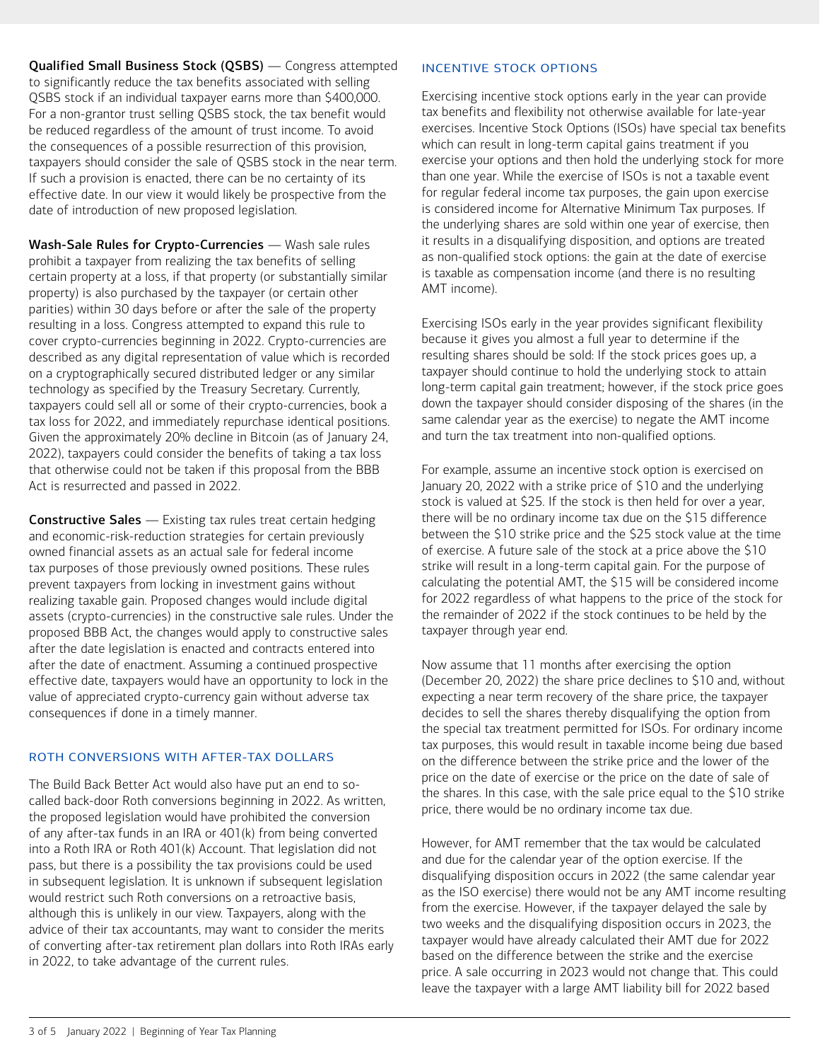**Qualified Small Business Stock (QSBS)** — Congress attempted to significantly reduce the tax benefits associated with selling QSBS stock if an individual taxpayer earns more than $400,000. For a non-grantor trust selling QSBS stock, the tax benefit would be reduced regardless of the amount of trust income. To avoid the consequences of a possible resurrection of this provision, taxpayers should consider the sale of QSBS stock in the near term. If such a provision is enacted, there can be no certainty of its effective date. In our view it would likely be prospective from the date of introduction of new proposed legislation.

**Wash-Sale Rules for Crypto-Currencies** — Wash sale rules prohibit a taxpayer from realizing the tax benefits of selling certain property at a loss, if that property (or substantially similar property) is also purchased by the taxpayer (or certain other parities) within 30 days before or after the sale of the property resulting in a loss. Congress attempted to expand this rule to cover crypto-currencies beginning in 2022. Crypto-currencies are described as any digital representation of value which is recorded on a cryptographically secured distributed ledger or any similar technology as specified by the Treasury Secretary. Currently, taxpayers could sell all or some of their crypto-currencies, book a tax loss for 2022, and immediately repurchase identical positions. Given the approximately 20% decline in Bitcoin (as of January 24, 2022), taxpayers could consider the benefits of taking a tax loss that otherwise could not be taken if this proposal from the BBB Act is resurrected and passed in 2022.

**Constructive Sales** — Existing tax rules treat certain hedging and economic-risk-reduction strategies for certain previously owned financial assets as an actual sale for federal income tax purposes of those previously owned positions. These rules prevent taxpayers from locking in investment gains without realizing taxable gain. Proposed changes would include digital assets (crypto-currencies) in the constructive sale rules. Under the proposed BBB Act, the changes would apply to constructive sales after the date legislation is enacted and contracts entered into after the date of enactment. Assuming a continued prospective effective date, taxpayers would have an opportunity to lock in the value of appreciated crypto-currency gain without adverse tax consequences if done in a timely manner.

## ROTH CONVERSIONS WITH AFTER-TAX DOLLARS

The Build Back Better Act would also have put an end to so-called back-door Roth conversions beginning in 2022. As written, the proposed legislation would have prohibited the conversion of any after-tax funds in an IRA or 401(k) from being converted into a Roth IRA or Roth 401(k) Account. That legislation did not pass, but there is a possibility the tax provisions could be used in subsequent legislation. It is unknown if subsequent legislation would restrict such Roth conversions on a retroactive basis, although this is unlikely in our view. Taxpayers, along with the advice of their tax accountants, may want to consider the merits of converting after-tax retirement plan dollars into Roth IRAs early in 2022, to take advantage of the current rules.

## INCENTIVE STOCK OPTIONS

Exercising incentive stock options early in the year can provide tax benefits and flexibility not otherwise available for late-year exercises. Incentive Stock Options (ISOs) have special tax benefits which can result in long-term capital gains treatment if you exercise your options and then hold the underlying stock for more than one year. While the exercise of ISOs is not a taxable event for regular federal income tax purposes, the gain upon exercise is considered income for Alternative Minimum Tax purposes. If the underlying shares are sold within one year of exercise, then it results in a disqualifying disposition, and options are treated as non-qualified stock options: the gain at the date of exercise is taxable as compensation income (and there is no resulting AMT income).

Exercising ISOs early in the year provides significant flexibility because it gives you almost a full year to determine if the resulting shares should be sold: If the stock prices goes up, a taxpayer should continue to hold the underlying stock to attain long-term capital gain treatment; however, if the stock price goes down the taxpayer should consider disposing of the shares (in the same calendar year as the exercise) to negate the AMT income and turn the tax treatment into non-qualified options.

For example, assume an incentive stock option is exercised on January 20, 2022 with a strike price of $10 and the underlying stock is valued at $25. If the stock is then held for over a year, there will be no ordinary income tax due on the $15 difference between the $10 strike price and the $25 stock value at the time of exercise. A future sale of the stock at a price above the $10 strike will result in a long-term capital gain. For the purpose of calculating the potential AMT, the $15 will be considered income for 2022 regardless of what happens to the price of the stock for the remainder of 2022 if the stock continues to be held by the taxpayer through year end.

Now assume that 11 months after exercising the option (December 20, 2022) the share price declines to $10 and, without expecting a near term recovery of the share price, the taxpayer decides to sell the shares thereby disqualifying the option from the special tax treatment permitted for ISOs. For ordinary income tax purposes, this would result in taxable income being due based on the difference between the strike price and the lower of the price on the date of exercise or the price on the date of sale of the shares. In this case, with the sale price equal to the $10 strike price, there would be no ordinary income tax due.

However, for AMT remember that the tax would be calculated and due for the calendar year of the option exercise. If the disqualifying disposition occurs in 2022 (the same calendar year as the ISO exercise) there would not be any AMT income resulting from the exercise. However, if the taxpayer delayed the sale by two weeks and the disqualifying disposition occurs in 2023, the taxpayer would have already calculated their AMT due for 2022 based on the difference between the strike and the exercise price. A sale occurring in 2023 would not change that. This could leave the taxpayer with a large AMT liability bill for 2022 based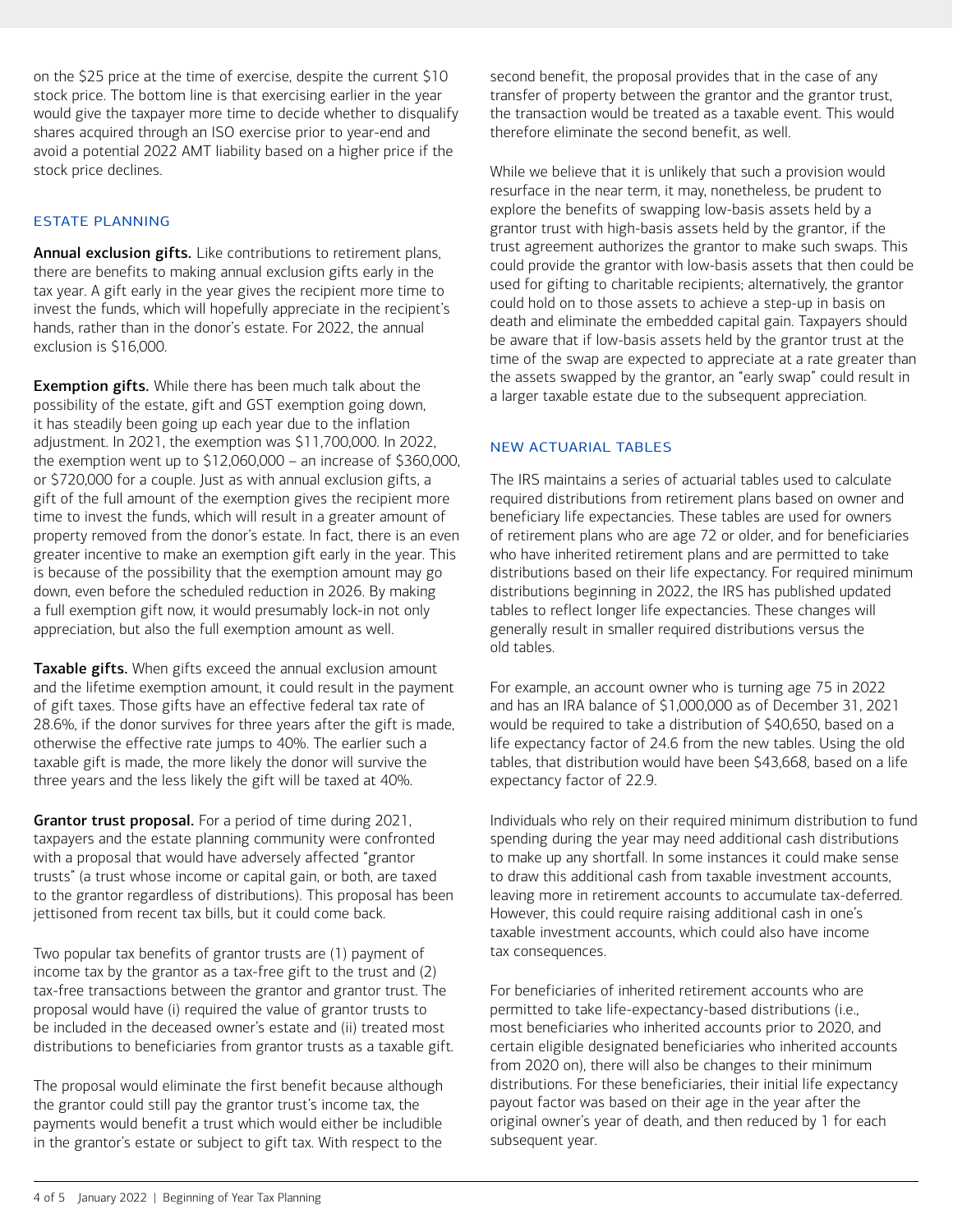on the $25 price at the time of exercise, despite the current $10 stock price. The bottom line is that exercising earlier in the year would give the taxpayer more time to decide whether to disqualify shares acquired through an ISO exercise prior to year-end and avoid a potential 2022 AMT liability based on a higher price if the stock price declines.

## ESTATE PLANNING

**Annual exclusion gifts.** Like contributions to retirement plans, there are benefits to making annual exclusion gifts early in the tax year. A gift early in the year gives the recipient more time to invest the funds, which will hopefully appreciate in the recipient's hands, rather than in the donor's estate. For 2022, the annual exclusion is $16,000.

**Exemption gifts.** While there has been much talk about the possibility of the estate, gift and GST exemption going down, it has steadily been going up each year due to the inflation adjustment. In 2021, the exemption was $11,700,000. In 2022, the exemption went up to $12,060,000 – an increase of $360,000, or $720,000 for a couple. Just as with annual exclusion gifts, a gift of the full amount of the exemption gives the recipient more time to invest the funds, which will result in a greater amount of property removed from the donor's estate. In fact, there is an even greater incentive to make an exemption gift early in the year. This is because of the possibility that the exemption amount may go down, even before the scheduled reduction in 2026. By making a full exemption gift now, it would presumably lock-in not only appreciation, but also the full exemption amount as well.

**Taxable gifts.** When gifts exceed the annual exclusion amount and the lifetime exemption amount, it could result in the payment of gift taxes. Those gifts have an effective federal tax rate of 28.6%, if the donor survives for three years after the gift is made, otherwise the effective rate jumps to 40%. The earlier such a taxable gift is made, the more likely the donor will survive the three years and the less likely the gift will be taxed at 40%.

**Grantor trust proposal.** For a period of time during 2021, taxpayers and the estate planning community were confronted with a proposal that would have adversely affected "grantor trusts" (a trust whose income or capital gain, or both, are taxed to the grantor regardless of distributions). This proposal has been jettisoned from recent tax bills, but it could come back.

Two popular tax benefits of grantor trusts are (1) payment of income tax by the grantor as a tax-free gift to the trust and (2) tax-free transactions between the grantor and grantor trust. The proposal would have (i) required the value of grantor trusts to be included in the deceased owner's estate and (ii) treated most distributions to beneficiaries from grantor trusts as a taxable gift.

The proposal would eliminate the first benefit because although the grantor could still pay the grantor trust's income tax, the payments would benefit a trust which would either be includible in the grantor's estate or subject to gift tax. With respect to the second benefit, the proposal provides that in the case of any transfer of property between the grantor and the grantor trust, the transaction would be treated as a taxable event. This would therefore eliminate the second benefit, as well.

While we believe that it is unlikely that such a provision would resurface in the near term, it may, nonetheless, be prudent to explore the benefits of swapping low-basis assets held by a grantor trust with high-basis assets held by the grantor, if the trust agreement authorizes the grantor to make such swaps. This could provide the grantor with low-basis assets that then could be used for gifting to charitable recipients; alternatively, the grantor could hold on to those assets to achieve a step-up in basis on death and eliminate the embedded capital gain. Taxpayers should be aware that if low-basis assets held by the grantor trust at the time of the swap are expected to appreciate at a rate greater than the assets swapped by the grantor, an "early swap" could result in a larger taxable estate due to the subsequent appreciation.

## NEW ACTUARIAL TABLES

The IRS maintains a series of actuarial tables used to calculate required distributions from retirement plans based on owner and beneficiary life expectancies. These tables are used for owners of retirement plans who are age 72 or older, and for beneficiaries who have inherited retirement plans and are permitted to take distributions based on their life expectancy. For required minimum distributions beginning in 2022, the IRS has published updated tables to reflect longer life expectancies. These changes will generally result in smaller required distributions versus the old tables.

For example, an account owner who is turning age 75 in 2022 and has an IRA balance of $1,000,000 as of December 31, 2021 would be required to take a distribution of $40,650, based on a life expectancy factor of 24.6 from the new tables. Using the old tables, that distribution would have been $43,668, based on a life expectancy factor of 22.9.

Individuals who rely on their required minimum distribution to fund spending during the year may need additional cash distributions to make up any shortfall. In some instances it could make sense to draw this additional cash from taxable investment accounts, leaving more in retirement accounts to accumulate tax-deferred. However, this could require raising additional cash in one's taxable investment accounts, which could also have income tax consequences.

For beneficiaries of inherited retirement accounts who are permitted to take life-expectancy-based distributions (i.e., most beneficiaries who inherited accounts prior to 2020, and certain eligible designated beneficiaries who inherited accounts from 2020 on), there will also be changes to their minimum distributions. For these beneficiaries, their initial life expectancy payout factor was based on their age in the year after the original owner's year of death, and then reduced by 1 for each subsequent year.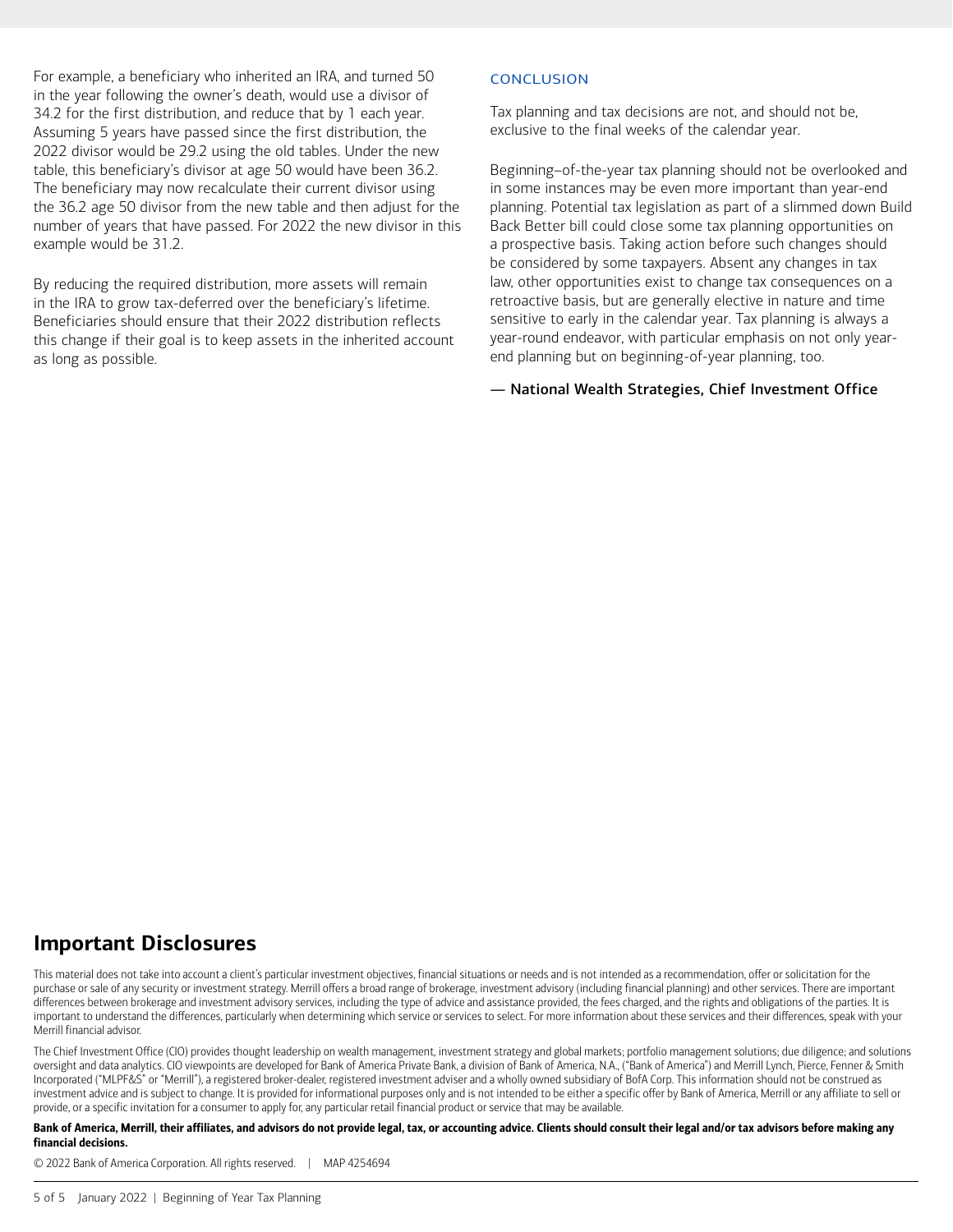For example, a beneficiary who inherited an IRA, and turned 50 in the year following the owner's death, would use a divisor of 34.2 for the first distribution, and reduce that by 1 each year. Assuming 5 years have passed since the first distribution, the 2022 divisor would be 29.2 using the old tables. Under the new table, this beneficiary's divisor at age 50 would have been 36.2. The beneficiary may now recalculate their current divisor using the 36.2 age 50 divisor from the new table and then adjust for the number of years that have passed. For 2022 the new divisor in this example would be 31.2.

By reducing the required distribution, more assets will remain in the IRA to grow tax-deferred over the beneficiary's lifetime. Beneficiaries should ensure that their 2022 distribution reflects this change if their goal is to keep assets in the inherited account as long as possible.

### CONCLUSION

Tax planning and tax decisions are not, and should not be, exclusive to the final weeks of the calendar year.

Beginning–of-the-year tax planning should not be overlooked and in some instances may be even more important than year-end planning. Potential tax legislation as part of a slimmed down Build Back Better bill could close some tax planning opportunities on a prospective basis. Taking action before such changes should be considered by some taxpayers. Absent any changes in tax law, other opportunities exist to change tax consequences on a retroactive basis, but are generally elective in nature and time sensitive to early in the calendar year. Tax planning is always a year-round endeavor, with particular emphasis on not only year-end planning but on beginning-of-year planning, too.

**— National Wealth Strategies, Chief Investment Office**

## Important Disclosures

This material does not take into account a client's particular investment objectives, financial situations or needs and is not intended as a recommendation, offer or solicitation for the purchase or sale of any security or investment strategy. Merrill offers a broad range of brokerage, investment advisory (including financial planning) and other services. There are important differences between brokerage and investment advisory services, including the type of advice and assistance provided, the fees charged, and the rights and obligations of the parties. It is important to understand the differences, particularly when determining which service or services to select. For more information about these services and their differences, speak with your Merrill financial advisor.

The Chief Investment Office (CIO) provides thought leadership on wealth management, investment strategy and global markets; portfolio management solutions; due diligence; and solutions oversight and data analytics. CIO viewpoints are developed for Bank of America Private Bank, a division of Bank of America, N.A., ("Bank of America") and Merrill Lynch, Pierce, Fenner & Smith Incorporated ("MLPF&S" or "Merrill"), a registered broker-dealer, registered investment adviser and a wholly owned subsidiary of BofA Corp. This information should not be construed as investment advice and is subject to change. It is provided for informational purposes only and is not intended to be either a specific offer by Bank of America, Merrill or any affiliate to sell or provide, or a specific invitation for a consumer to apply for, any particular retail financial product or service that may be available.

**Bank of America, Merrill, their affiliates, and advisors do not provide legal, tax, or accounting advice. Clients should consult their legal and/or tax advisors before making any financial decisions.**

© 2022 Bank of America Corporation. All rights reserved. | MAP 4254694